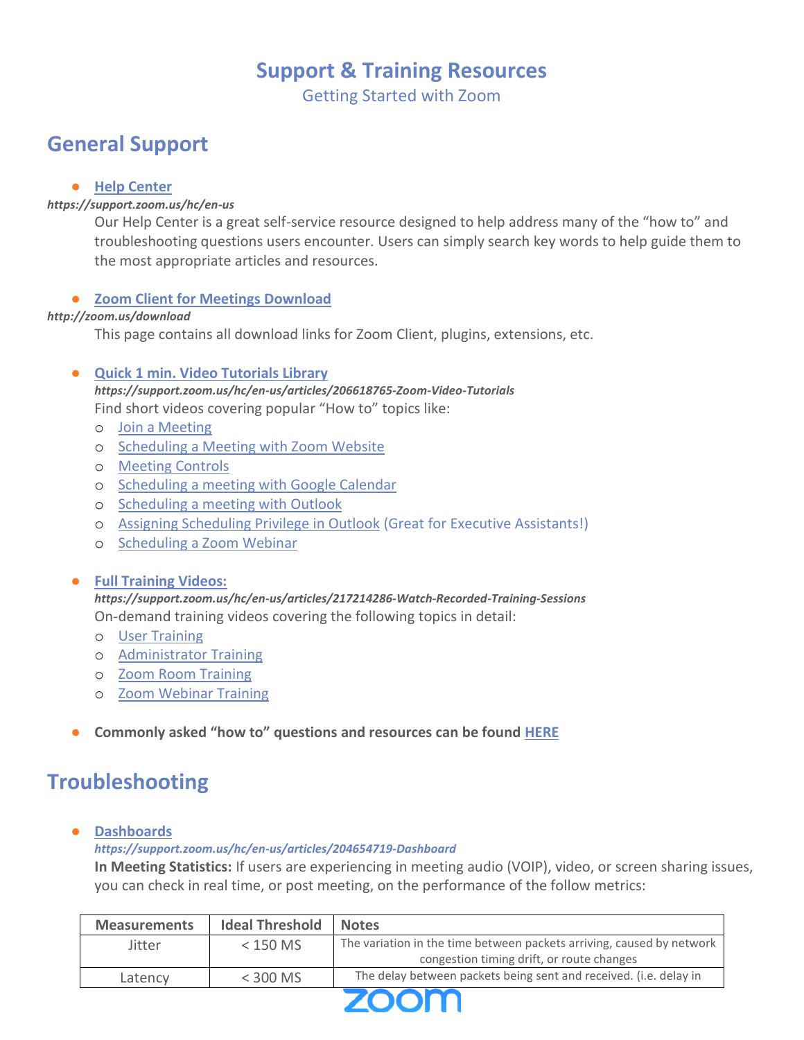# Support & Training Resources

Getting Started with Zoom

## General Support

- **Help Center**

***https://support.zoom.us/hc/en-us***

Our Help Center is a great self-service resource designed to help address many of the "how to" and troubleshooting questions users encounter. Users can simply search key words to help guide them to the most appropriate articles and resources.

- **Zoom Client for Meetings Download**

***http://zoom.us/download***

This page contains all download links for Zoom Client, plugins, extensions, etc.

- **Quick 1 min. Video Tutorials Library**

  ***https://support.zoom.us/hc/en-us/articles/206618765-Zoom-Video-Tutorials***

  Find short videos covering popular "How to" topics like:
  - Join a Meeting
  - Scheduling a Meeting with Zoom Website
  - Meeting Controls
  - Scheduling a meeting with Google Calendar
  - Scheduling a meeting with Outlook
  - Assigning Scheduling Privilege in Outlook (Great for Executive Assistants!)
  - Scheduling a Zoom Webinar

- **Full Training Videos:**

  ***https://support.zoom.us/hc/en-us/articles/217214286-Watch-Recorded-Training-Sessions***

  On-demand training videos covering the following topics in detail:
  - User Training
  - Administrator Training
  - Zoom Room Training
  - Zoom Webinar Training

- **Commonly asked "how to" questions and resources can be found HERE**

## Troubleshooting

- **Dashboards**

  ***https://support.zoom.us/hc/en-us/articles/204654719-Dashboard***

  **In Meeting Statistics:** If users are experiencing in meeting audio (VOIP), video, or screen sharing issues, you can check in real time, or post meeting, on the performance of the follow metrics:

| Measurements | Ideal Threshold | Notes |
| --- | --- | --- |
| Jitter | < 150 MS | The variation in the time between packets arriving, caused by network congestion timing drift, or route changes |
| Latency | < 300 MS | The delay between packets being sent and received. (i.e. delay in |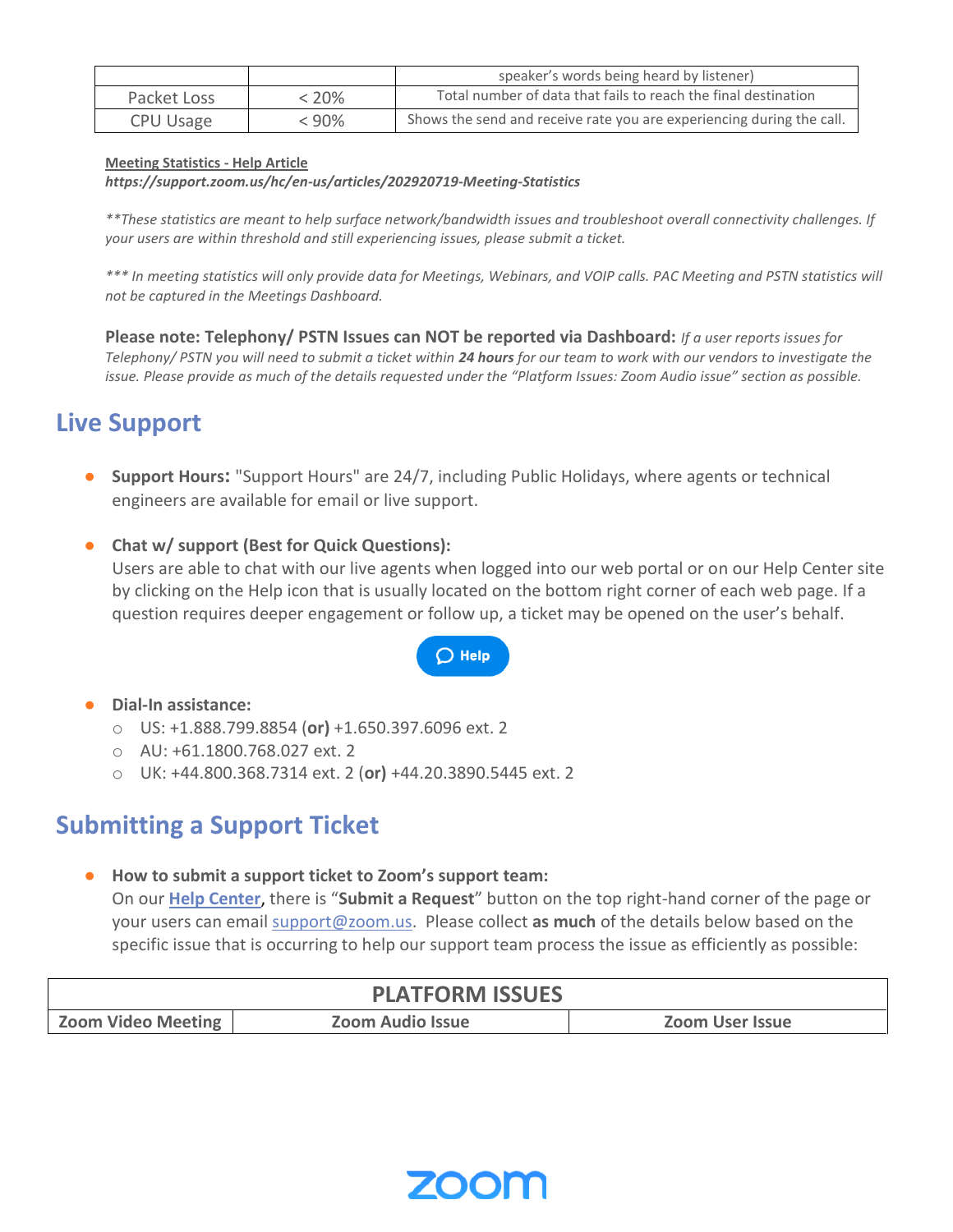| | | speaker's words being heard by listener) |
|---|---|---|
| Packet Loss | < 20% | Total number of data that fails to reach the final destination |
| CPU Usage | < 90% | Shows the send and receive rate you are experiencing during the call. |

**Meeting Statistics - Help Article**
***https://support.zoom.us/hc/en-us/articles/202920719-Meeting-Statistics***

*\*\*These statistics are meant to help surface network/bandwidth issues and troubleshoot overall connectivity challenges. If your users are within threshold and still experiencing issues, please submit a ticket.*

*\*\*\* In meeting statistics will only provide data for Meetings, Webinars, and VOIP calls. PAC Meeting and PSTN statistics will not be captured in the Meetings Dashboard.*

**Please note: Telephony/ PSTN Issues can NOT be reported via Dashboard:** *If a user reports issues for Telephony/ PSTN you will need to submit a ticket within **24 hours** for our team to work with our vendors to investigate the issue. Please provide as much of the details requested under the "Platform Issues: Zoom Audio issue" section as possible.*

## Live Support

- **Support Hours:** "Support Hours" are 24/7, including Public Holidays, where agents or technical engineers are available for email or live support.

- **Chat w/ support (Best for Quick Questions):**
  Users are able to chat with our live agents when logged into our web portal or on our Help Center site by clicking on the Help icon that is usually located on the bottom right corner of each web page. If a question requires deeper engagement or follow up, a ticket may be opened on the user's behalf.

  Help

- **Dial-In assistance:**
  - US: +1.888.799.8854 (**or**) +1.650.397.6096 ext. 2
  - AU: +61.1800.768.027 ext. 2
  - UK: +44.800.368.7314 ext. 2 (**or**) +44.20.3890.5445 ext. 2

## Submitting a Support Ticket

- **How to submit a support ticket to Zoom's support team:**
  On our **Help Center**, there is "**Submit a Request**" button on the top right-hand corner of the page or your users can email support@zoom.us. Please collect **as much** of the details below based on the specific issue that is occurring to help our support team process the issue as efficiently as possible:

| PLATFORM ISSUES | | |
|---|---|---|
| **Zoom Video Meeting** | **Zoom Audio Issue** | **Zoom User Issue** |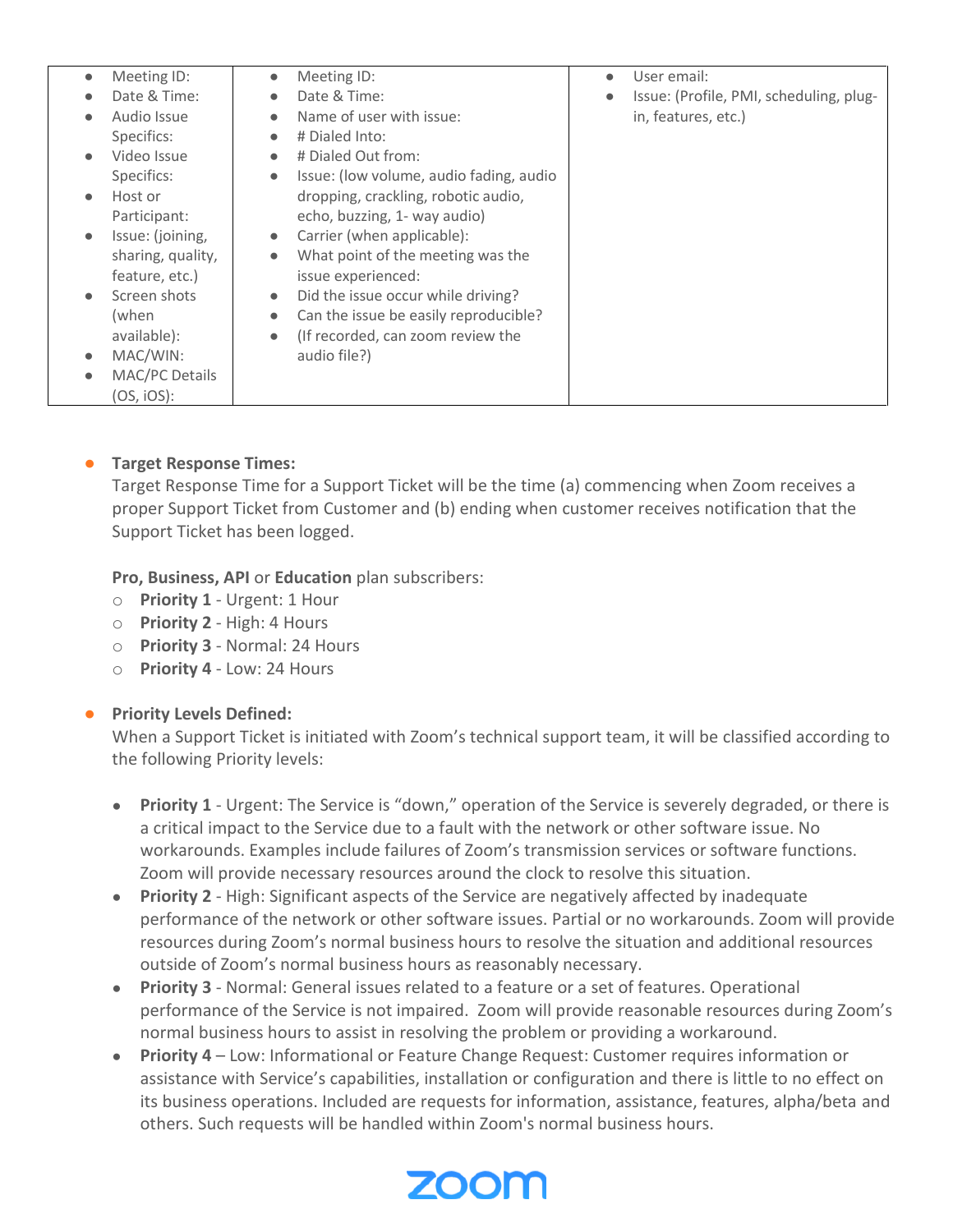| | | |
|---|---|---|
| • Meeting ID:<br>• Date & Time:<br>• Audio Issue Specifics:<br>• Video Issue Specifics:<br>• Host or Participant:<br>• Issue: (joining, sharing, quality, feature, etc.)<br>• Screen shots (when available):<br>• MAC/WIN:<br>• MAC/PC Details (OS, iOS): | • Meeting ID:<br>• Date & Time:<br>• Name of user with issue:<br>• # Dialed Into:<br>• # Dialed Out from:<br>• Issue: (low volume, audio fading, audio dropping, crackling, robotic audio, echo, buzzing, 1- way audio)<br>• Carrier (when applicable):<br>• What point of the meeting was the issue experienced:<br>• Did the issue occur while driving?<br>• Can the issue be easily reproducible?<br>• (If recorded, can zoom review the audio file?) | • User email:<br>• Issue: (Profile, PMI, scheduling, plug-in, features, etc.) |

- **Target Response Times:**
  Target Response Time for a Support Ticket will be the time (a) commencing when Zoom receives a proper Support Ticket from Customer and (b) ending when customer receives notification that the Support Ticket has been logged.

  **Pro, Business, API** or **Education** plan subscribers:
  - **Priority 1** - Urgent: 1 Hour
  - **Priority 2** - High: 4 Hours
  - **Priority 3** - Normal: 24 Hours
  - **Priority 4** - Low: 24 Hours

- **Priority Levels Defined:**
  When a Support Ticket is initiated with Zoom's technical support team, it will be classified according to the following Priority levels:

  - **Priority 1** - Urgent: The Service is "down," operation of the Service is severely degraded, or there is a critical impact to the Service due to a fault with the network or other software issue. No workarounds. Examples include failures of Zoom's transmission services or software functions. Zoom will provide necessary resources around the clock to resolve this situation.
  - **Priority 2** - High: Significant aspects of the Service are negatively affected by inadequate performance of the network or other software issues. Partial or no workarounds. Zoom will provide resources during Zoom's normal business hours to resolve the situation and additional resources outside of Zoom's normal business hours as reasonably necessary.
  - **Priority 3** - Normal: General issues related to a feature or a set of features. Operational performance of the Service is not impaired. Zoom will provide reasonable resources during Zoom's normal business hours to assist in resolving the problem or providing a workaround.
  - **Priority 4** – Low: Informational or Feature Change Request: Customer requires information or assistance with Service's capabilities, installation or configuration and there is little to no effect on its business operations. Included are requests for information, assistance, features, alpha/beta and others. Such requests will be handled within Zoom's normal business hours.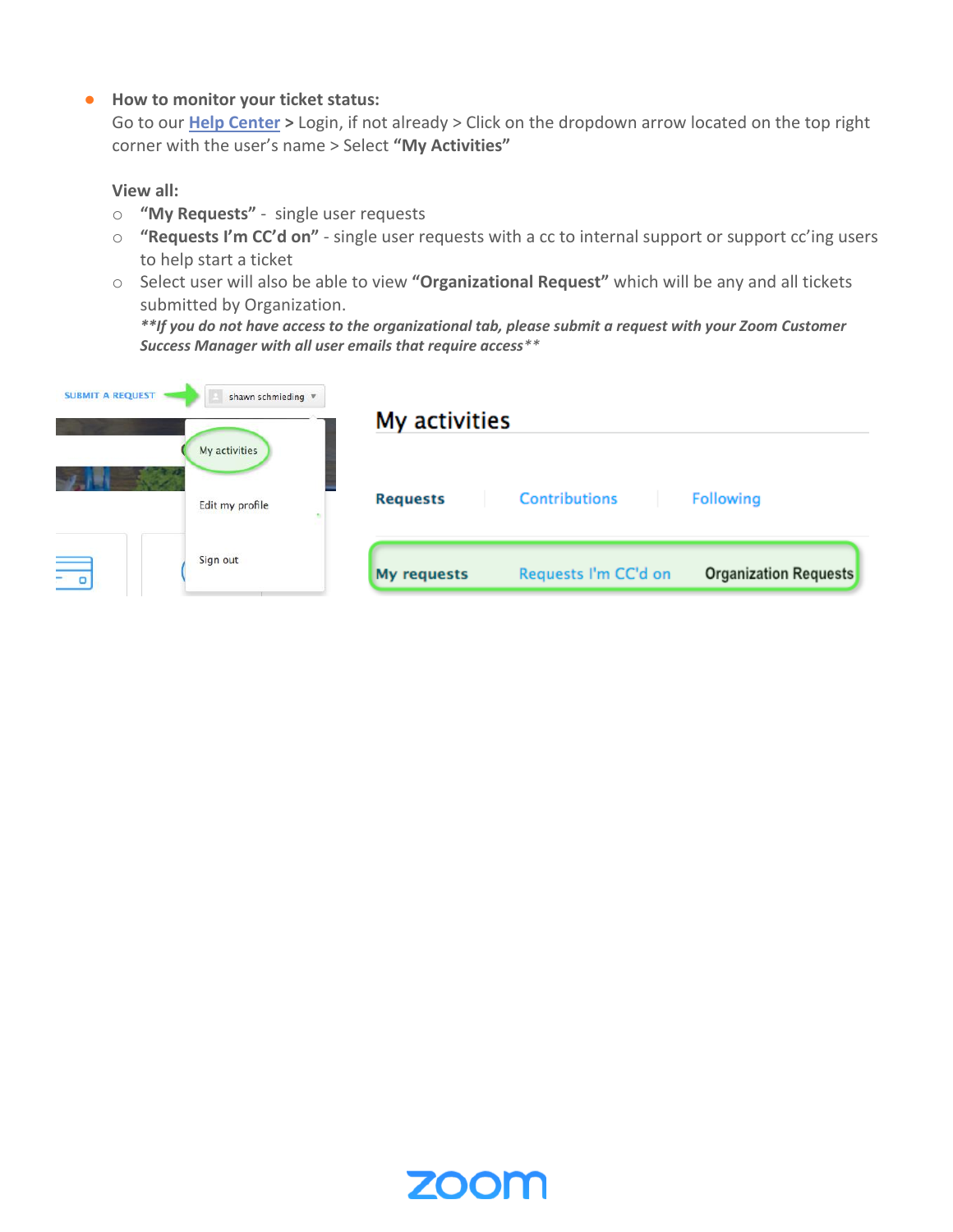- **How to monitor your ticket status:**
  Go to our Help Center **>** Login, if not already > Click on the dropdown arrow located on the top right corner with the user's name > Select **"My Activities"**

  **View all:**
  - **"My Requests"** - single user requests
  - **"Requests I'm CC'd on"** - single user requests with a cc to internal support or support cc'ing users to help start a ticket
  - Select user will also be able to view **"Organizational Request"** which will be any and all tickets submitted by Organization.
    ***\*\*If you do not have access to the organizational tab, please submit a request with your Zoom Customer Success Manager with all user emails that require access\*\****